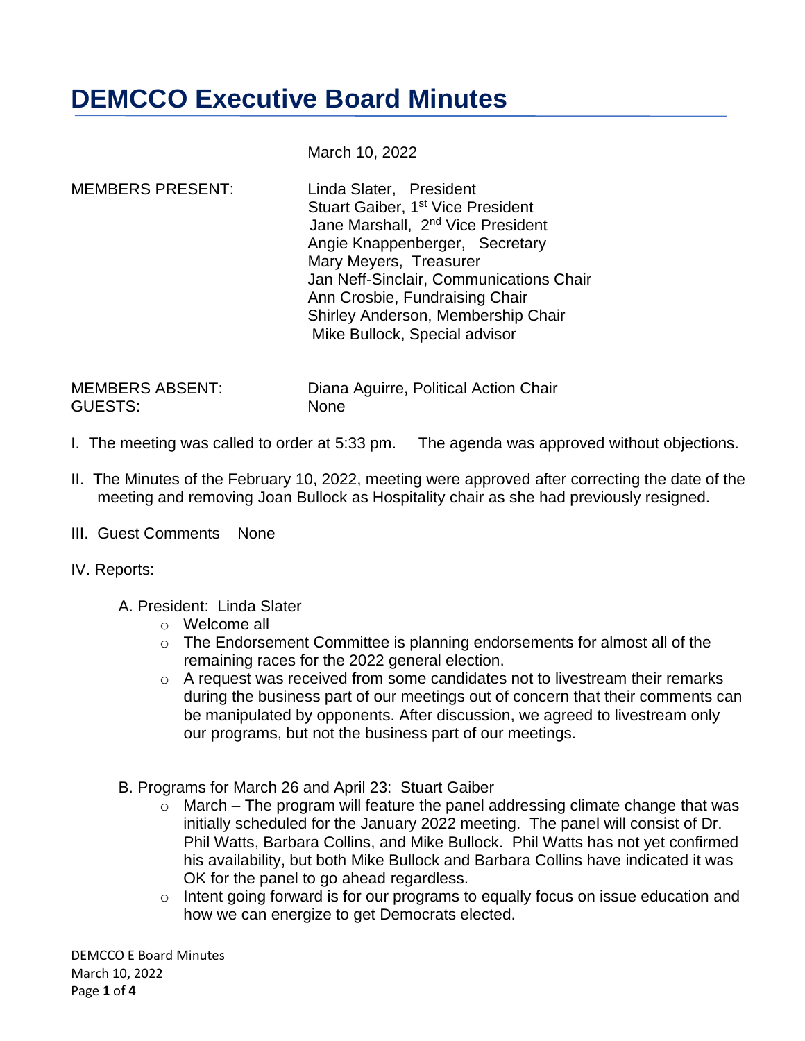# DEMCCO Executive Board Minutes

March 10, 2022

| | |
|---|---|
| MEMBERS PRESENT: | Linda Slater, President<br>Stuart Gaiber, 1st Vice President<br>Jane Marshall, 2nd Vice President<br>Angie Knappenberger, Secretary<br>Mary Meyers, Treasurer<br>Jan Neff-Sinclair, Communications Chair<br>Ann Crosbie, Fundraising Chair<br>Shirley Anderson, Membership Chair<br>Mike Bullock, Special advisor |
| MEMBERS ABSENT: | Diana Aguirre, Political Action Chair |
| GUESTS: | None |

I. The meeting was called to order at 5:33 pm. The agenda was approved without objections.

II. The Minutes of the February 10, 2022, meeting were approved after correcting the date of the meeting and removing Joan Bullock as Hospitality chair as she had previously resigned.

III. Guest Comments None

IV. Reports:

A. President: Linda Slater

- Welcome all
- The Endorsement Committee is planning endorsements for almost all of the remaining races for the 2022 general election.
- A request was received from some candidates not to livestream their remarks during the business part of our meetings out of concern that their comments can be manipulated by opponents. After discussion, we agreed to livestream only our programs, but not the business part of our meetings.

B. Programs for March 26 and April 23: Stuart Gaiber

- March – The program will feature the panel addressing climate change that was initially scheduled for the January 2022 meeting. The panel will consist of Dr. Phil Watts, Barbara Collins, and Mike Bullock. Phil Watts has not yet confirmed his availability, but both Mike Bullock and Barbara Collins have indicated it was OK for the panel to go ahead regardless.
- Intent going forward is for our programs to equally focus on issue education and how we can energize to get Democrats elected.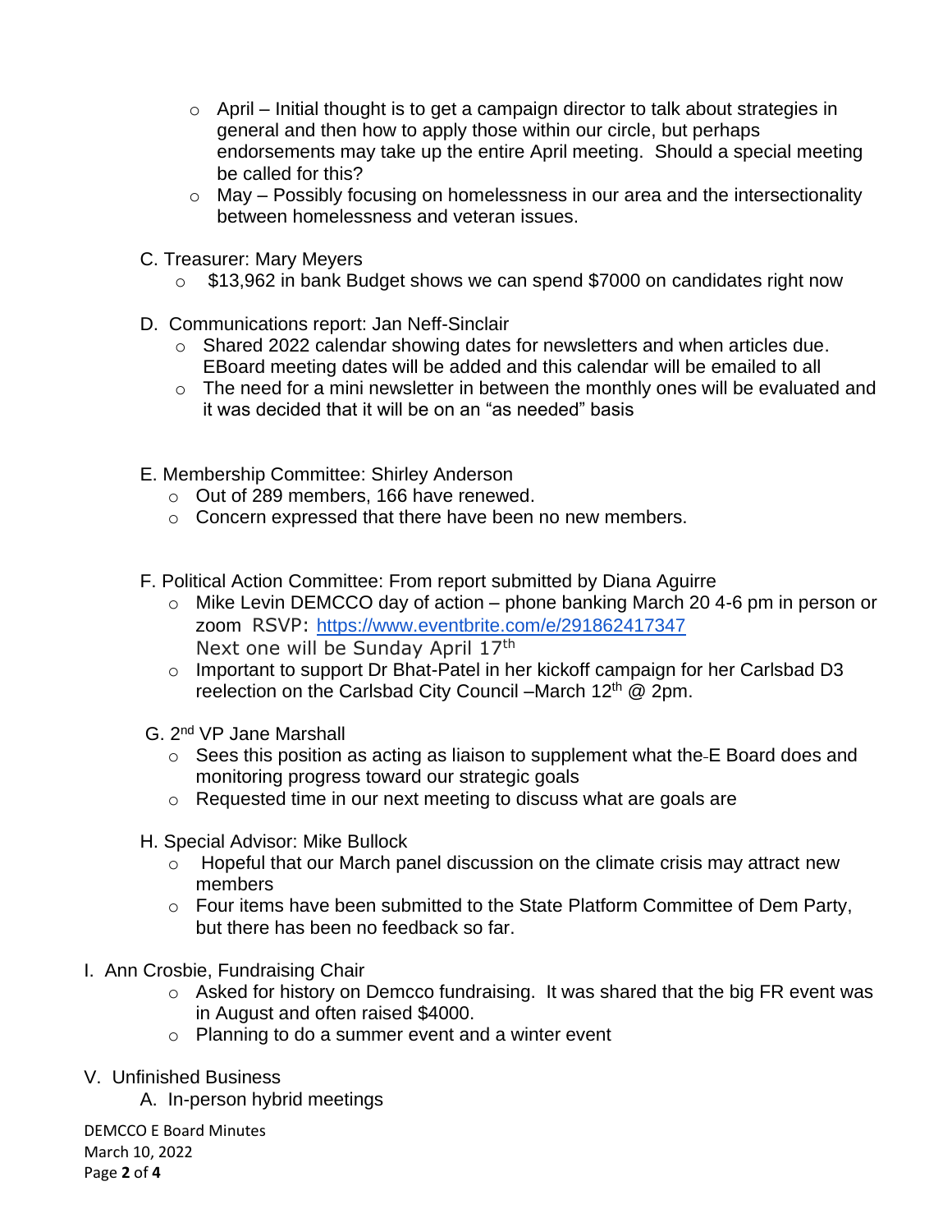- April – Initial thought is to get a campaign director to talk about strategies in general and then how to apply those within our circle, but perhaps endorsements may take up the entire April meeting. Should a special meeting be called for this?
- May – Possibly focusing on homelessness in our area and the intersectionality between homelessness and veteran issues.

C. Treasurer: Mary Meyers

- $13,962 in bank Budget shows we can spend $7000 on candidates right now

D. Communications report: Jan Neff-Sinclair

- Shared 2022 calendar showing dates for newsletters and when articles due. EBoard meeting dates will be added and this calendar will be emailed to all
- The need for a mini newsletter in between the monthly ones will be evaluated and it was decided that it will be on an "as needed" basis

E. Membership Committee: Shirley Anderson

- Out of 289 members, 166 have renewed.
- Concern expressed that there have been no new members.

F. Political Action Committee: From report submitted by Diana Aguirre

- Mike Levin DEMCCO day of action – phone banking March 20 4-6 pm in person or zoom RSVP: https://www.eventbrite.com/e/291862417347
  Next one will be Sunday April 17th
- Important to support Dr Bhat-Patel in her kickoff campaign for her Carlsbad D3 reelection on the Carlsbad City Council –March 12th @ 2pm.

G. 2nd VP Jane Marshall

- Sees this position as acting as liaison to supplement what the E Board does and monitoring progress toward our strategic goals
- Requested time in our next meeting to discuss what are goals are

H. Special Advisor: Mike Bullock

- Hopeful that our March panel discussion on the climate crisis may attract new members
- Four items have been submitted to the State Platform Committee of Dem Party, but there has been no feedback so far.

I. Ann Crosbie, Fundraising Chair

- Asked for history on Demcco fundraising. It was shared that the big FR event was in August and often raised $4000.
- Planning to do a summer event and a winter event

V. Unfinished Business

A. In-person hybrid meetings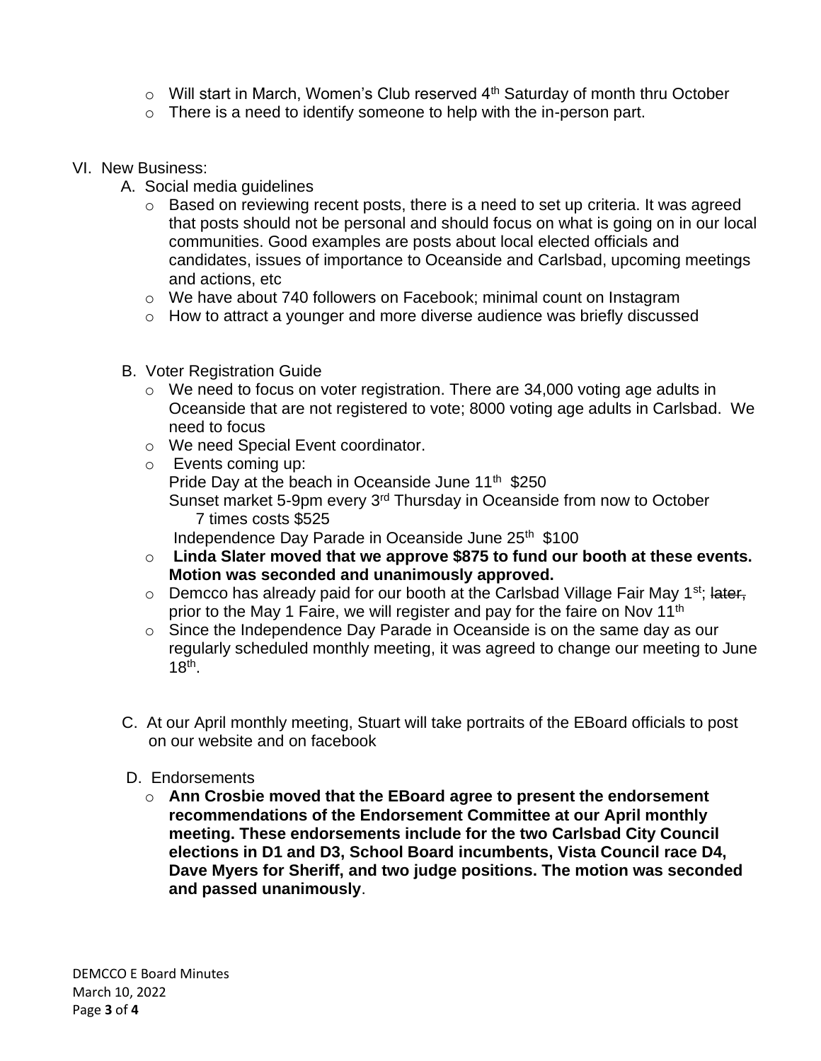- Will start in March, Women's Club reserved 4th Saturday of month thru October
- There is a need to identify someone to help with the in-person part.

VI. New Business:

A. Social media guidelines

- Based on reviewing recent posts, there is a need to set up criteria. It was agreed that posts should not be personal and should focus on what is going on in our local communities. Good examples are posts about local elected officials and candidates, issues of importance to Oceanside and Carlsbad, upcoming meetings and actions, etc
- We have about 740 followers on Facebook; minimal count on Instagram
- How to attract a younger and more diverse audience was briefly discussed

B. Voter Registration Guide

- We need to focus on voter registration. There are 34,000 voting age adults in Oceanside that are not registered to vote; 8000 voting age adults in Carlsbad. We need to focus
- We need Special Event coordinator.
- Events coming up:
  Pride Day at the beach in Oceanside June 11th $250
  Sunset market 5-9pm every 3rd Thursday in Oceanside from now to October 7 times costs $525
  Independence Day Parade in Oceanside June 25th $100
- **Linda Slater moved that we approve $875 to fund our booth at these events. Motion was seconded and unanimously approved.**
- Demcco has already paid for our booth at the Carlsbad Village Fair May 1st; ~~later,~~ prior to the May 1 Faire, we will register and pay for the faire on Nov 11th
- Since the Independence Day Parade in Oceanside is on the same day as our regularly scheduled monthly meeting, it was agreed to change our meeting to June 18th.

C. At our April monthly meeting, Stuart will take portraits of the EBoard officials to post on our website and on facebook

D. Endorsements

- **Ann Crosbie moved that the EBoard agree to present the endorsement recommendations of the Endorsement Committee at our April monthly meeting. These endorsements include for the two Carlsbad City Council elections in D1 and D3, School Board incumbents, Vista Council race D4, Dave Myers for Sheriff, and two judge positions. The motion was seconded and passed unanimously**.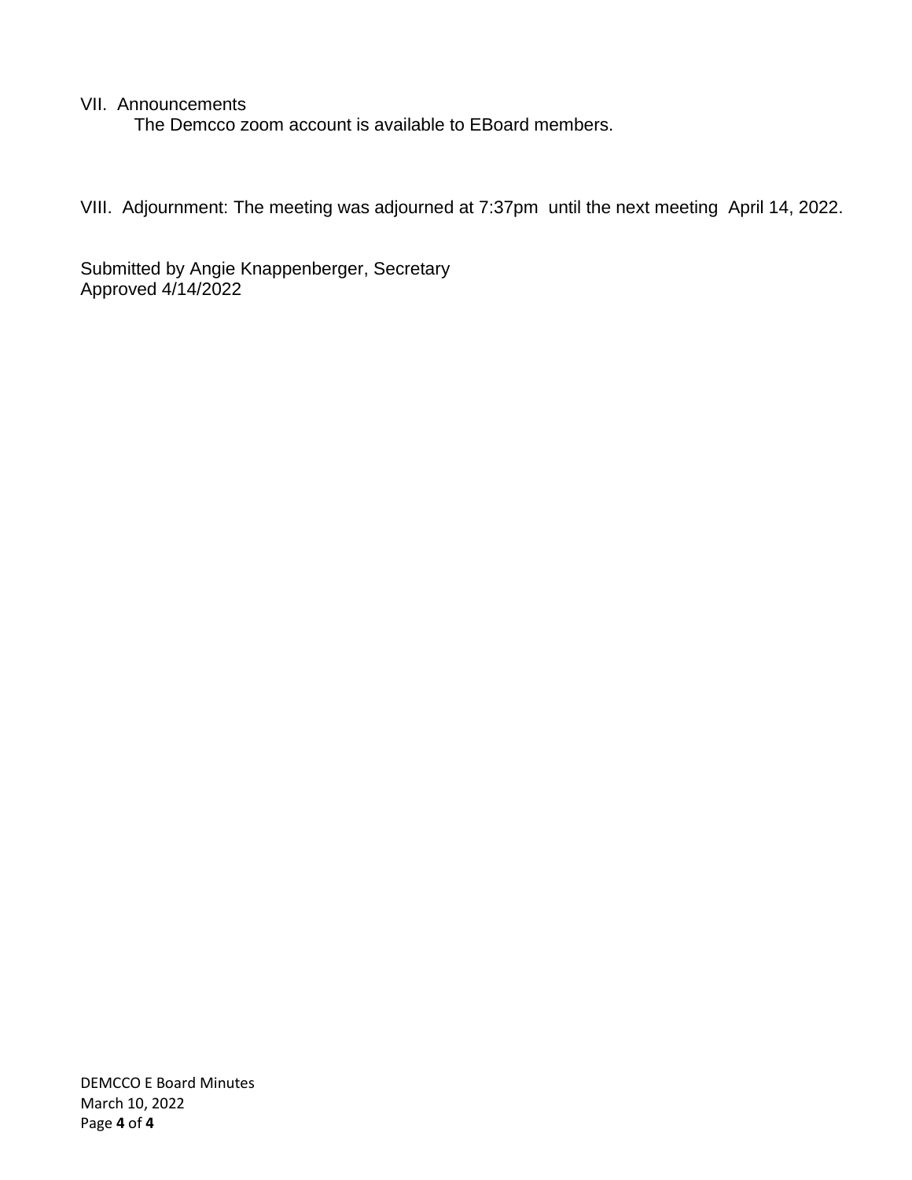VII. Announcements

The Demcco zoom account is available to EBoard members.

VIII. Adjournment: The meeting was adjourned at 7:37pm until the next meeting April 14, 2022.

Submitted by Angie Knappenberger, Secretary
Approved 4/14/2022